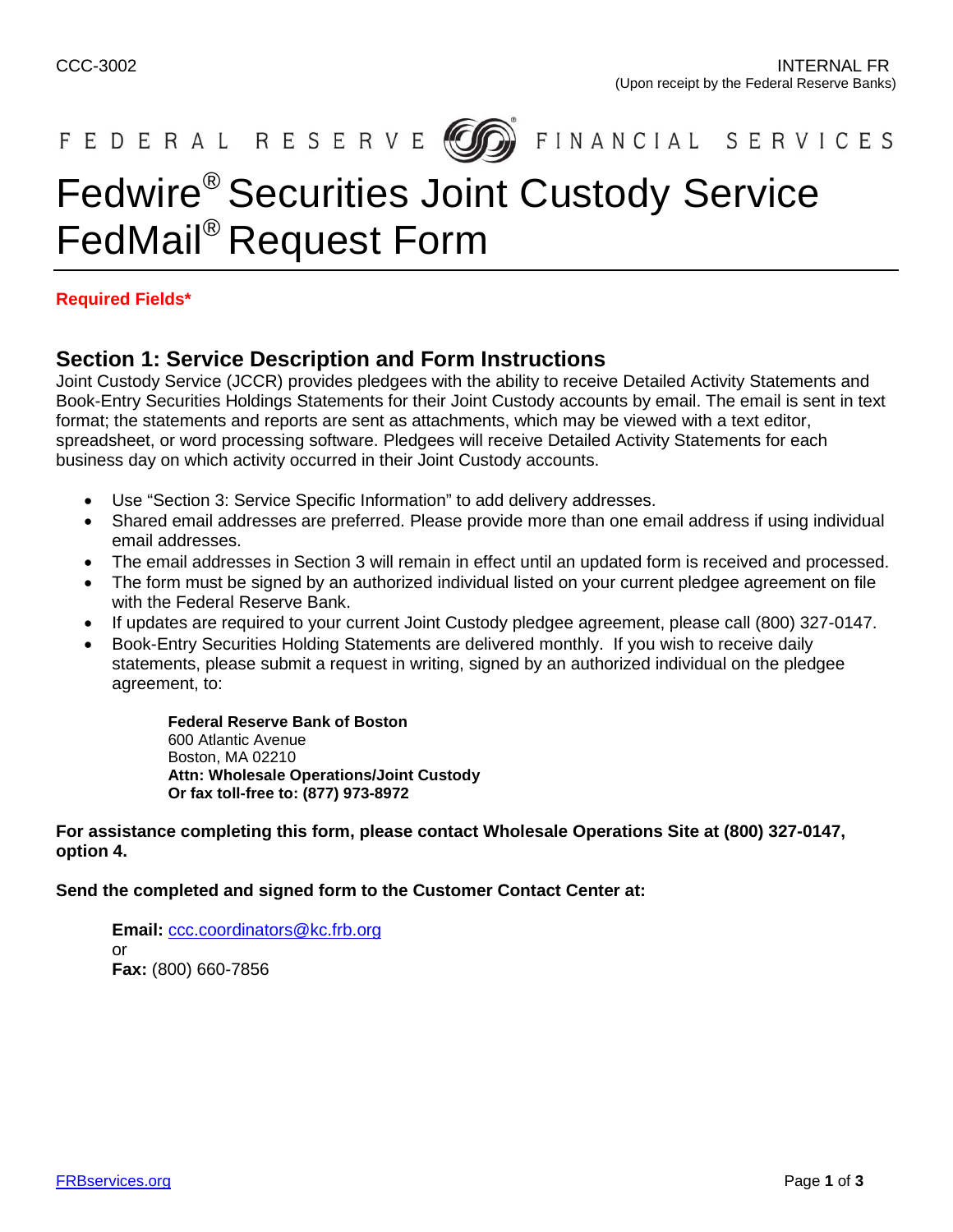CCC-3002

INTERNAL FR
(Upon receipt by the Federal Reserve Banks)

FEDERAL RESERVE FINANCIAL SERVICES

# Fedwire® Securities Joint Custody Service FedMail® Request Form

**Required Fields***

## Section 1: Service Description and Form Instructions

Joint Custody Service (JCCR) provides pledgees with the ability to receive Detailed Activity Statements and Book-Entry Securities Holdings Statements for their Joint Custody accounts by email. The email is sent in text format; the statements and reports are sent as attachments, which may be viewed with a text editor, spreadsheet, or word processing software. Pledgees will receive Detailed Activity Statements for each business day on which activity occurred in their Joint Custody accounts.

- Use "Section 3: Service Specific Information" to add delivery addresses.
- Shared email addresses are preferred. Please provide more than one email address if using individual email addresses.
- The email addresses in Section 3 will remain in effect until an updated form is received and processed.
- The form must be signed by an authorized individual listed on your current pledgee agreement on file with the Federal Reserve Bank.
- If updates are required to your current Joint Custody pledgee agreement, please call (800) 327-0147.
- Book-Entry Securities Holding Statements are delivered monthly. If you wish to receive daily statements, please submit a request in writing, signed by an authorized individual on the pledgee agreement, to:

  **Federal Reserve Bank of Boston**
  600 Atlantic Avenue
  Boston, MA 02210
  **Attn: Wholesale Operations/Joint Custody**
  **Or fax toll-free to: (877) 973-8972**

**For assistance completing this form, please contact Wholesale Operations Site at (800) 327-0147, option 4.**

**Send the completed and signed form to the Customer Contact Center at:**

**Email:** ccc.coordinators@kc.frb.org
or
**Fax:** (800) 660-7856

FRBservices.org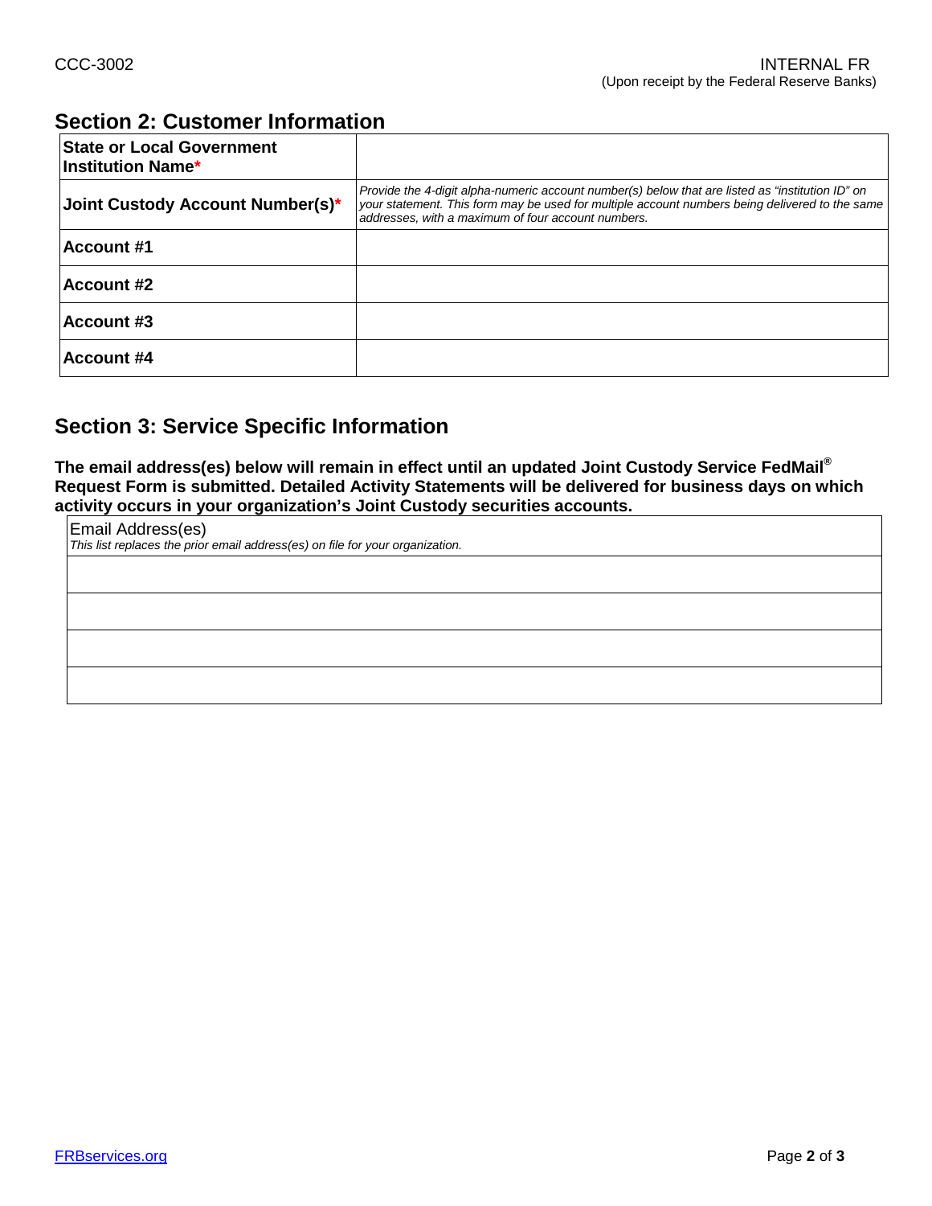## Section 2: Customer Information

| State or Local Government Institution Name* | |
|---|---|
| **Joint Custody Account Number(s)*** | *Provide the 4-digit alpha-numeric account number(s) below that are listed as "institution ID" on your statement. This form may be used for multiple account numbers being delivered to the same addresses, with a maximum of four account numbers.* |
| **Account #1** | |
| **Account #2** | |
| **Account #3** | |
| **Account #4** | |

## Section 3: Service Specific Information

**The email address(es) below will remain in effect until an updated Joint Custody Service FedMail® Request Form is submitted. Detailed Activity Statements will be delivered for business days on which activity occurs in your organization's Joint Custody securities accounts.**

| Email Address(es) *This list replaces the prior email address(es) on file for your organization.* |
|---|
| |
| |
| |
| |

[FRBservices.org](https://www.frbservices.org)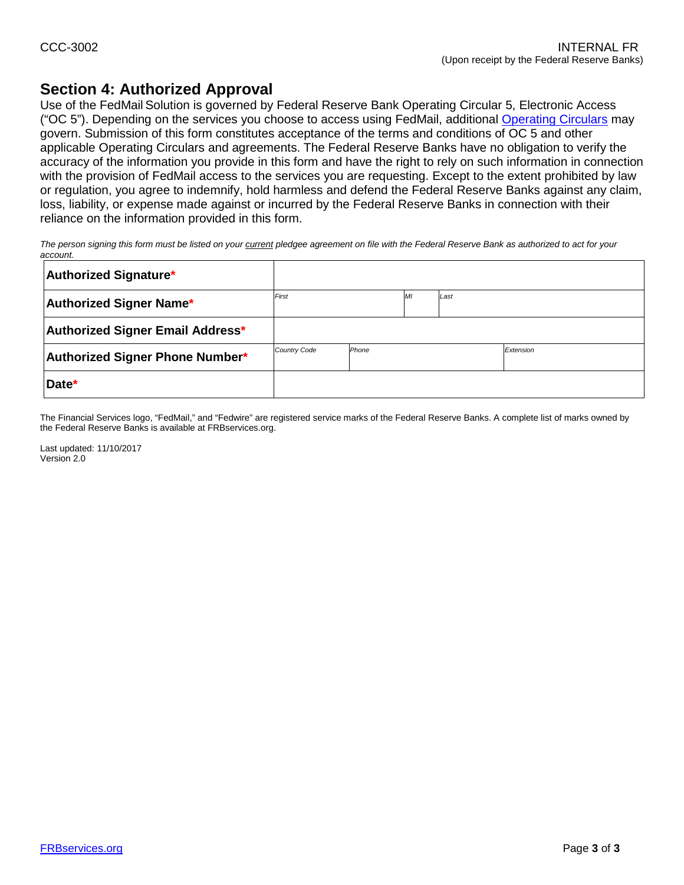## Section 4: Authorized Approval

Use of the FedMail Solution is governed by Federal Reserve Bank Operating Circular 5, Electronic Access ("OC 5"). Depending on the services you choose to access using FedMail, additional Operating Circulars may govern. Submission of this form constitutes acceptance of the terms and conditions of OC 5 and other applicable Operating Circulars and agreements. The Federal Reserve Banks have no obligation to verify the accuracy of the information you provide in this form and have the right to rely on such information in connection with the provision of FedMail access to the services you are requesting. Except to the extent prohibited by law or regulation, you agree to indemnify, hold harmless and defend the Federal Reserve Banks against any claim, loss, liability, or expense made against or incurred by the Federal Reserve Banks in connection with their reliance on the information provided in this form.

*The person signing this form must be listed on your current pledgee agreement on file with the Federal Reserve Bank as authorized to act for your account.*

| | | | |
|---|---|---|---|
| **Authorized Signature*** | | | |
| **Authorized Signer Name*** | *First* | *MI* | *Last* |
| **Authorized Signer Email Address*** | | | |
| **Authorized Signer Phone Number*** | *Country Code* | *Phone* | *Extension* |
| **Date*** | | | |

The Financial Services logo, "FedMail," and "Fedwire" are registered service marks of the Federal Reserve Banks. A complete list of marks owned by the Federal Reserve Banks is available at FRBservices.org.

Last updated: 11/10/2017
Version 2.0